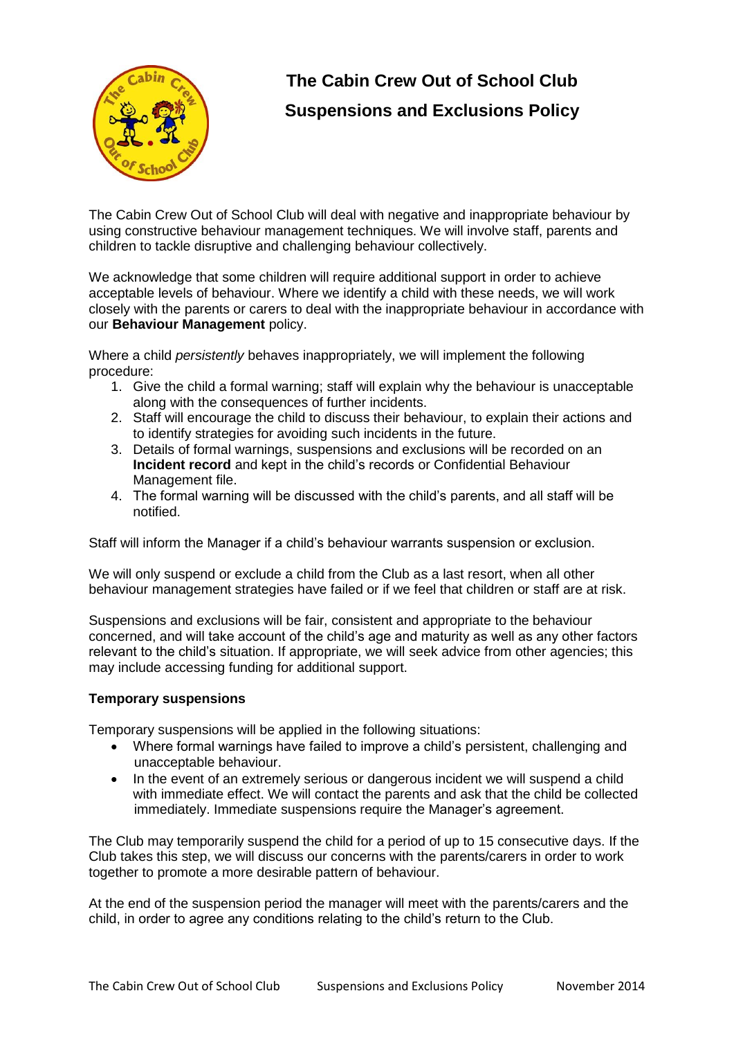# The Cabin Crew Out of School Club
## Suspensions and Exclusions Policy

The Cabin Crew Out of School Club will deal with negative and inappropriate behaviour by using constructive behaviour management techniques. We will involve staff, parents and children to tackle disruptive and challenging behaviour collectively.

We acknowledge that some children will require additional support in order to achieve acceptable levels of behaviour. Where we identify a child with these needs, we will work closely with the parents or carers to deal with the inappropriate behaviour in accordance with our **Behaviour Management** policy.

Where a child *persistently* behaves inappropriately, we will implement the following procedure:

1. Give the child a formal warning; staff will explain why the behaviour is unacceptable along with the consequences of further incidents.
2. Staff will encourage the child to discuss their behaviour, to explain their actions and to identify strategies for avoiding such incidents in the future.
3. Details of formal warnings, suspensions and exclusions will be recorded on an **Incident record** and kept in the child's records or Confidential Behaviour Management file.
4. The formal warning will be discussed with the child's parents, and all staff will be notified.

Staff will inform the Manager if a child's behaviour warrants suspension or exclusion.

We will only suspend or exclude a child from the Club as a last resort, when all other behaviour management strategies have failed or if we feel that children or staff are at risk.

Suspensions and exclusions will be fair, consistent and appropriate to the behaviour concerned, and will take account of the child's age and maturity as well as any other factors relevant to the child's situation. If appropriate, we will seek advice from other agencies; this may include accessing funding for additional support.

**Temporary suspensions**

Temporary suspensions will be applied in the following situations:

- Where formal warnings have failed to improve a child's persistent, challenging and unacceptable behaviour.
- In the event of an extremely serious or dangerous incident we will suspend a child with immediate effect. We will contact the parents and ask that the child be collected immediately. Immediate suspensions require the Manager's agreement.

The Club may temporarily suspend the child for a period of up to 15 consecutive days. If the Club takes this step, we will discuss our concerns with the parents/carers in order to work together to promote a more desirable pattern of behaviour.

At the end of the suspension period the manager will meet with the parents/carers and the child, in order to agree any conditions relating to the child's return to the Club.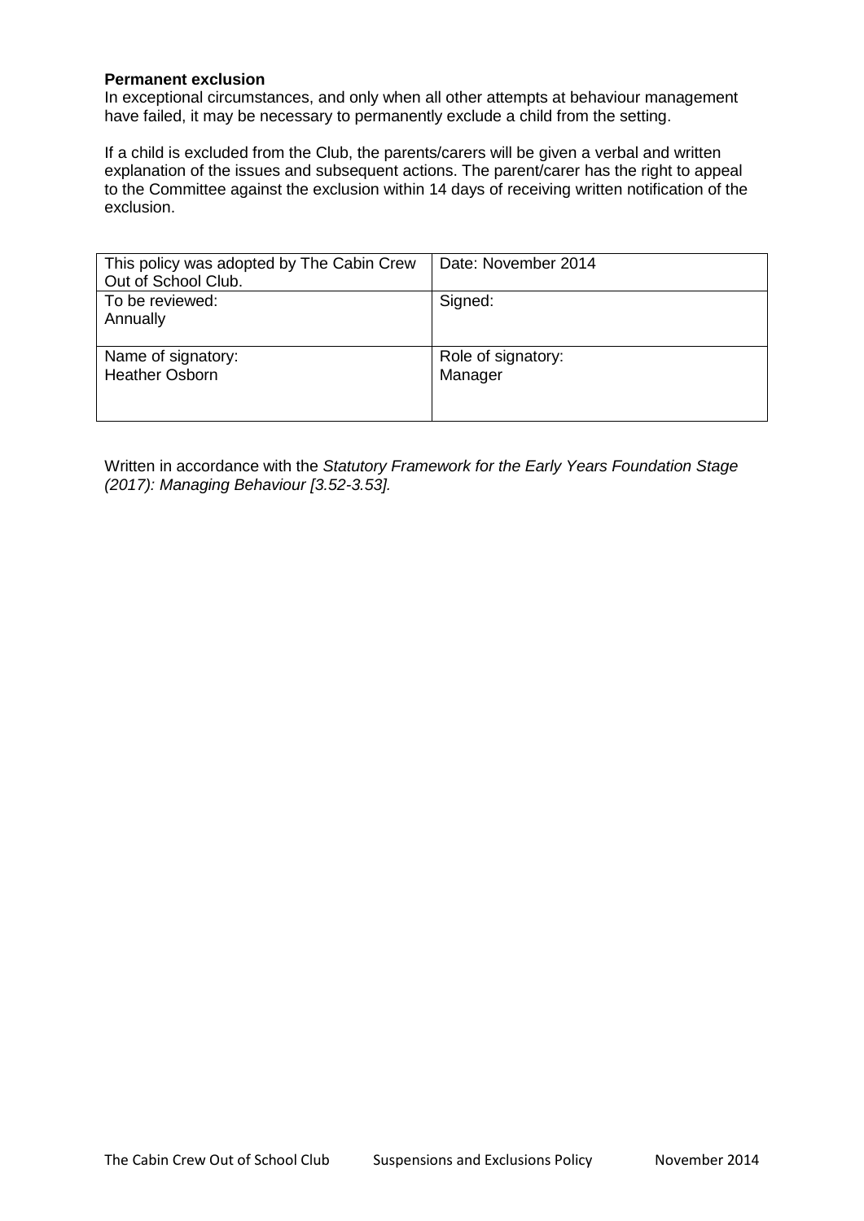**Permanent exclusion**
In exceptional circumstances, and only when all other attempts at behaviour management have failed, it may be necessary to permanently exclude a child from the setting.

If a child is excluded from the Club, the parents/carers will be given a verbal and written explanation of the issues and subsequent actions. The parent/carer has the right to appeal to the Committee against the exclusion within 14 days of receiving written notification of the exclusion.

| | |
|---|---|
| This policy was adopted by The Cabin Crew Out of School Club. | Date: November 2014 |
| To be reviewed: Annually | Signed: |
| Name of signatory: Heather Osborn | Role of signatory: Manager |

Written in accordance with the *Statutory Framework for the Early Years Foundation Stage (2017): Managing Behaviour [3.52-3.53].*